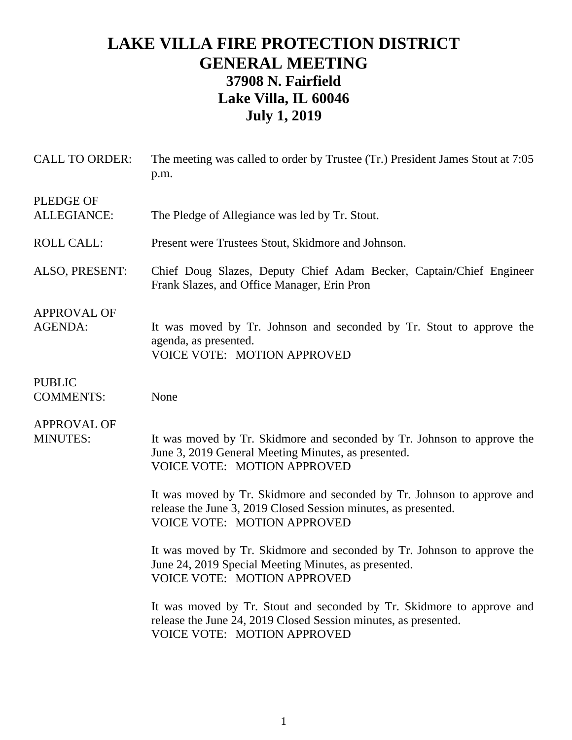# LAKE VILLA FIRE PROTECTION DISTRICT
# GENERAL MEETING
## 37908 N. Fairfield
## Lake Villa, IL 60046
## July 1, 2019

CALL TO ORDER: The meeting was called to order by Trustee (Tr.) President James Stout at 7:05 p.m.

PLEDGE OF ALLEGIANCE: The Pledge of Allegiance was led by Tr. Stout.

ROLL CALL: Present were Trustees Stout, Skidmore and Johnson.

ALSO, PRESENT: Chief Doug Slazes, Deputy Chief Adam Becker, Captain/Chief Engineer Frank Slazes, and Office Manager, Erin Pron

APPROVAL OF AGENDA: It was moved by Tr. Johnson and seconded by Tr. Stout to approve the agenda, as presented.
VOICE VOTE: MOTION APPROVED

PUBLIC COMMENTS: None

APPROVAL OF MINUTES: It was moved by Tr. Skidmore and seconded by Tr. Johnson to approve the June 3, 2019 General Meeting Minutes, as presented.
VOICE VOTE: MOTION APPROVED

It was moved by Tr. Skidmore and seconded by Tr. Johnson to approve and release the June 3, 2019 Closed Session minutes, as presented.
VOICE VOTE: MOTION APPROVED

It was moved by Tr. Skidmore and seconded by Tr. Johnson to approve the June 24, 2019 Special Meeting Minutes, as presented.
VOICE VOTE: MOTION APPROVED

It was moved by Tr. Stout and seconded by Tr. Skidmore to approve and release the June 24, 2019 Closed Session minutes, as presented.
VOICE VOTE: MOTION APPROVED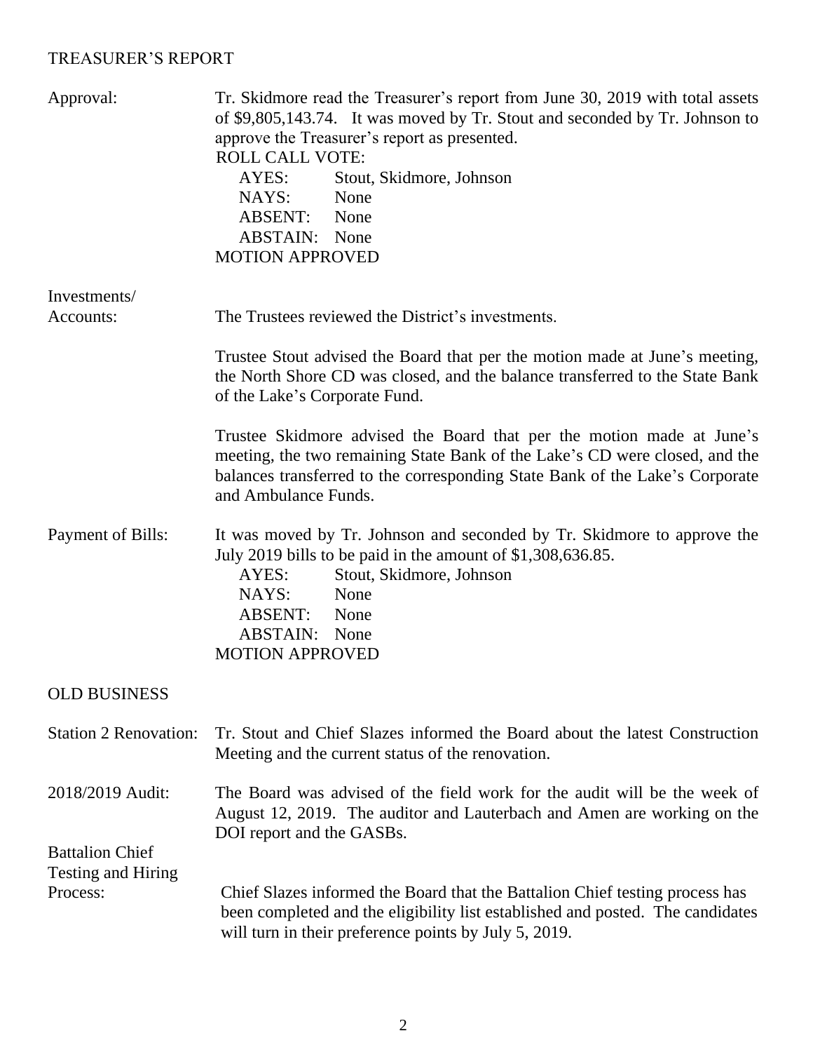## TREASURER'S REPORT

**Approval:** Tr. Skidmore read the Treasurer's report from June 30, 2019 with total assets of $9,805,143.74. It was moved by Tr. Stout and seconded by Tr. Johnson to approve the Treasurer's report as presented.

ROLL CALL VOTE:
- AYES: Stout, Skidmore, Johnson
- NAYS: None
- ABSENT: None
- ABSTAIN: None

MOTION APPROVED

**Investments/ Accounts:** The Trustees reviewed the District's investments.

Trustee Stout advised the Board that per the motion made at June's meeting, the North Shore CD was closed, and the balance transferred to the State Bank of the Lake's Corporate Fund.

Trustee Skidmore advised the Board that per the motion made at June's meeting, the two remaining State Bank of the Lake's CD were closed, and the balances transferred to the corresponding State Bank of the Lake's Corporate and Ambulance Funds.

**Payment of Bills:** It was moved by Tr. Johnson and seconded by Tr. Skidmore to approve the July 2019 bills to be paid in the amount of $1,308,636.85.

- AYES: Stout, Skidmore, Johnson
- NAYS: None
- ABSENT: None
- ABSTAIN: None

MOTION APPROVED

## OLD BUSINESS

**Station 2 Renovation:** Tr. Stout and Chief Slazes informed the Board about the latest Construction Meeting and the current status of the renovation.

**2018/2019 Audit:** The Board was advised of the field work for the audit will be the week of August 12, 2019. The auditor and Lauterbach and Amen are working on the DOI report and the GASBs.

**Battalion Chief Testing and Hiring Process:** Chief Slazes informed the Board that the Battalion Chief testing process has been completed and the eligibility list established and posted. The candidates will turn in their preference points by July 5, 2019.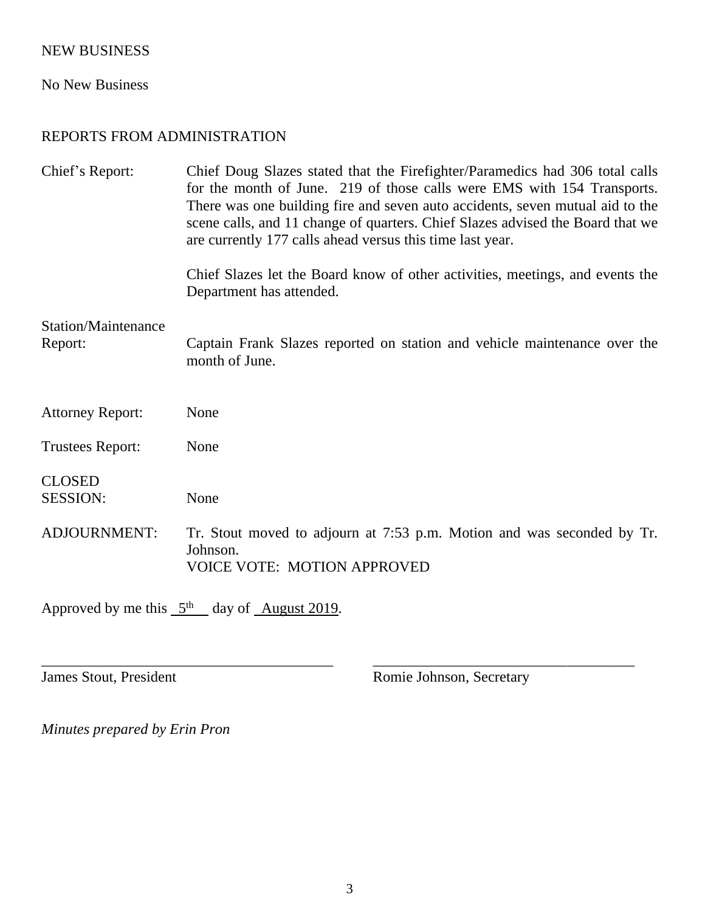NEW BUSINESS

No New Business

REPORTS FROM ADMINISTRATION

Chief's Report: Chief Doug Slazes stated that the Firefighter/Paramedics had 306 total calls for the month of June. 219 of those calls were EMS with 154 Transports. There was one building fire and seven auto accidents, seven mutual aid to the scene calls, and 11 change of quarters. Chief Slazes advised the Board that we are currently 177 calls ahead versus this time last year.

Chief Slazes let the Board know of other activities, meetings, and events the Department has attended.

Station/Maintenance Report: Captain Frank Slazes reported on station and vehicle maintenance over the month of June.

Attorney Report: None

Trustees Report: None

CLOSED SESSION: None

ADJOURNMENT: Tr. Stout moved to adjourn at 7:53 p.m. Motion and was seconded by Tr. Johnson.
VOICE VOTE: MOTION APPROVED

Approved by me this 5th day of August 2019.

\_\_\_\_\_\_\_\_\_\_\_\_\_\_\_\_\_\_\_\_\_\_\_\_\_\_\_\_\_\_\_\_\_\_\_\_\_\_\_\_
James Stout, President

\_\_\_\_\_\_\_\_\_\_\_\_\_\_\_\_\_\_\_\_\_\_\_\_\_\_\_\_\_\_\_\_\_\_\_\_\_\_\_\_
Romie Johnson, Secretary

*Minutes prepared by Erin Pron*